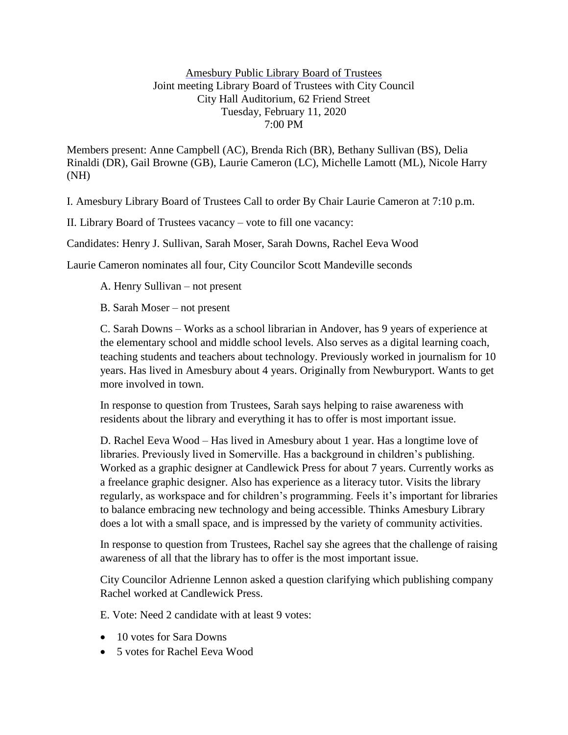<u>Amesbury Public Library Board of Trustees</u>
Joint meeting Library Board of Trustees with City Council
City Hall Auditorium, 62 Friend Street
Tuesday, February 11, 2020
7:00 PM

Members present: Anne Campbell (AC), Brenda Rich (BR), Bethany Sullivan (BS), Delia Rinaldi (DR), Gail Browne (GB), Laurie Cameron (LC), Michelle Lamott (ML), Nicole Harry (NH)

I. Amesbury Library Board of Trustees Call to order By Chair Laurie Cameron at 7:10 p.m.

II. Library Board of Trustees vacancy – vote to fill one vacancy:

Candidates: Henry J. Sullivan, Sarah Moser, Sarah Downs, Rachel Eeva Wood

Laurie Cameron nominates all four, City Councilor Scott Mandeville seconds

A. Henry Sullivan – not present

B. Sarah Moser – not present

C. Sarah Downs – Works as a school librarian in Andover, has 9 years of experience at the elementary school and middle school levels. Also serves as a digital learning coach, teaching students and teachers about technology. Previously worked in journalism for 10 years. Has lived in Amesbury about 4 years. Originally from Newburyport. Wants to get more involved in town.

In response to question from Trustees, Sarah says helping to raise awareness with residents about the library and everything it has to offer is most important issue.

D. Rachel Eeva Wood – Has lived in Amesbury about 1 year. Has a longtime love of libraries. Previously lived in Somerville. Has a background in children's publishing. Worked as a graphic designer at Candlewick Press for about 7 years. Currently works as a freelance graphic designer. Also has experience as a literacy tutor. Visits the library regularly, as workspace and for children's programming. Feels it's important for libraries to balance embracing new technology and being accessible. Thinks Amesbury Library does a lot with a small space, and is impressed by the variety of community activities.

In response to question from Trustees, Rachel say she agrees that the challenge of raising awareness of all that the library has to offer is the most important issue.

City Councilor Adrienne Lennon asked a question clarifying which publishing company Rachel worked at Candlewick Press.

E. Vote: Need 2 candidate with at least 9 votes:

- 10 votes for Sara Downs
- 5 votes for Rachel Eeva Wood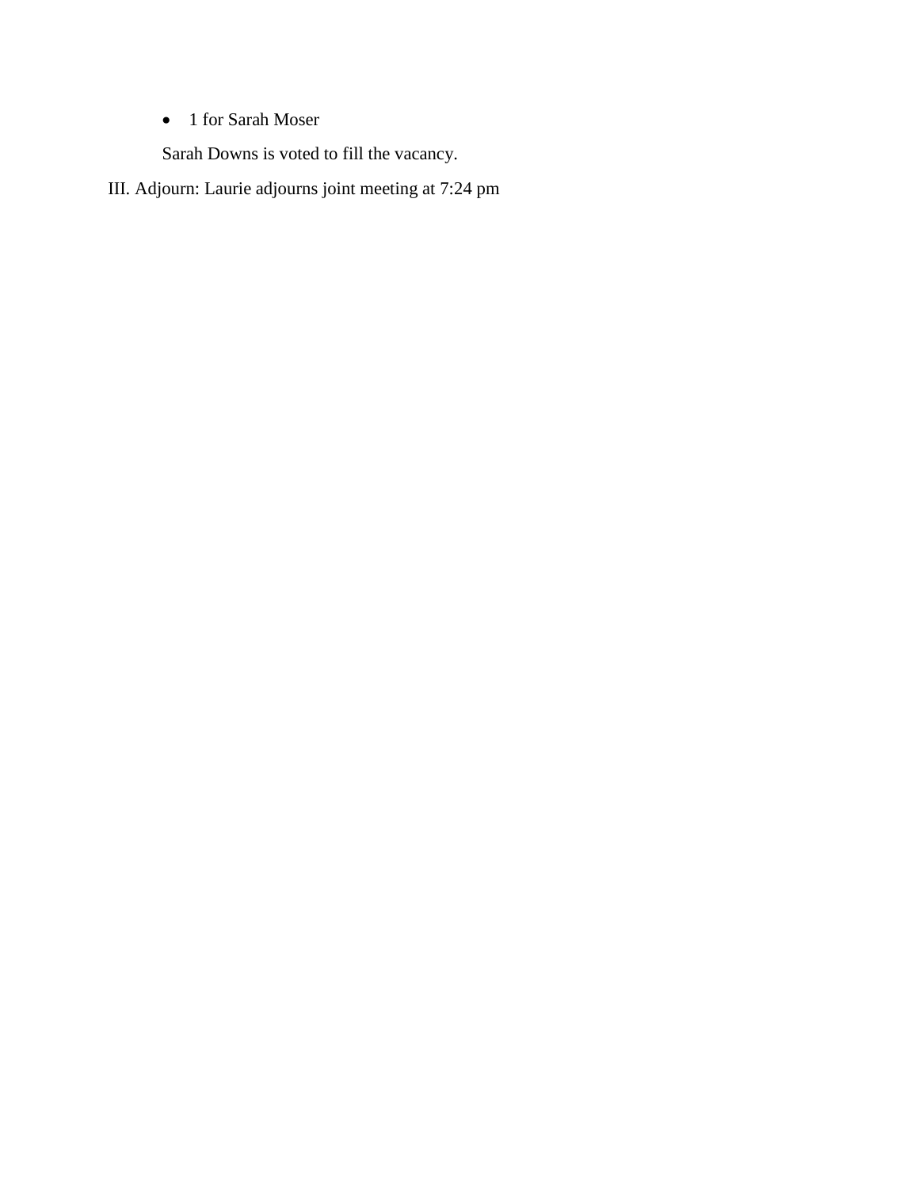- 1 for Sarah Moser

Sarah Downs is voted to fill the vacancy.

III. Adjourn: Laurie adjourns joint meeting at 7:24 pm